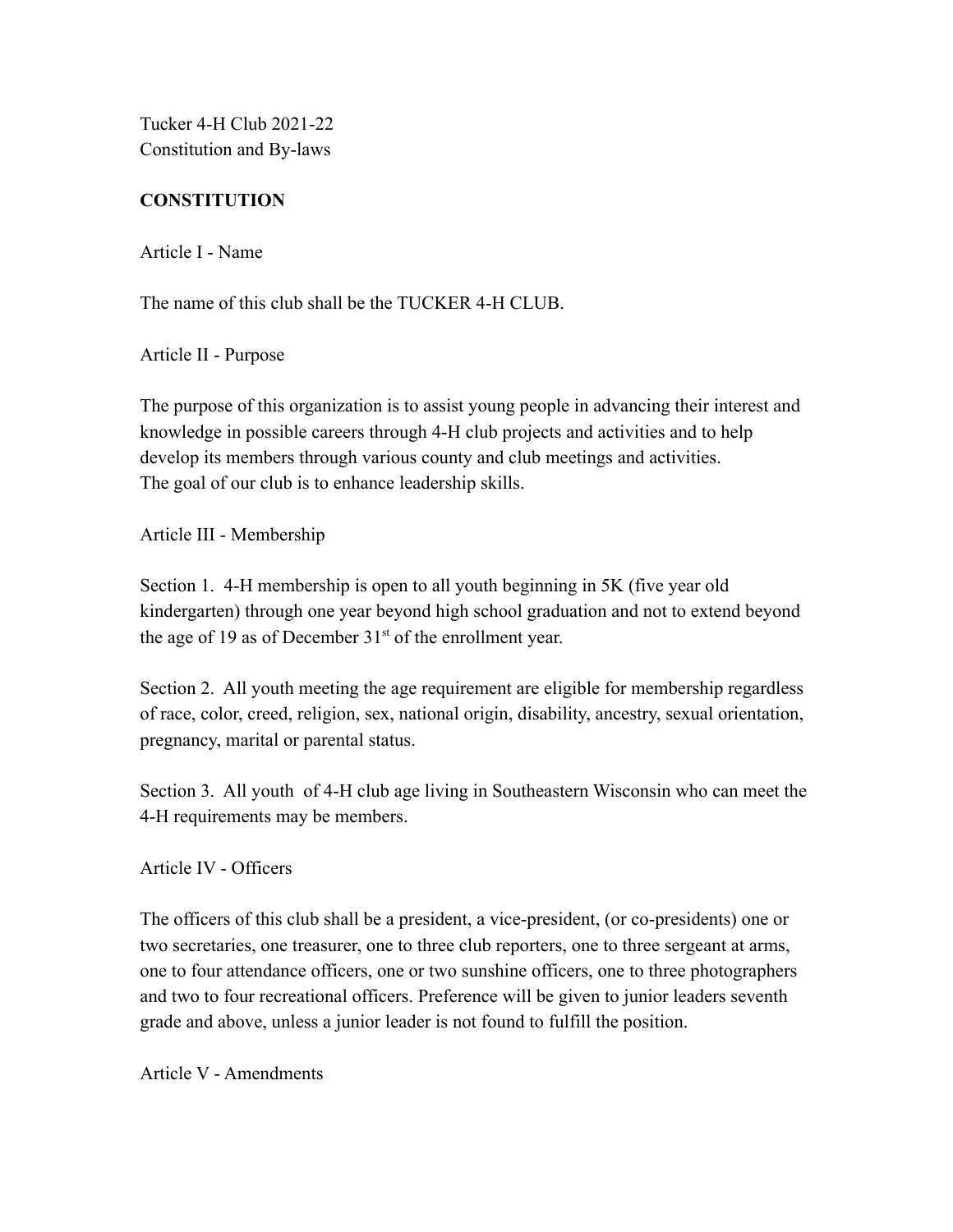Tucker 4-H Club 2021-22
Constitution and By-laws

## CONSTITUTION

### Article I - Name

The name of this club shall be the TUCKER 4-H CLUB.

### Article II - Purpose

The purpose of this organization is to assist young people in advancing their interest and knowledge in possible careers through 4-H club projects and activities and to help develop its members through various county and club meetings and activities.
The goal of our club is to enhance leadership skills.

### Article III - Membership

Section 1. 4-H membership is open to all youth beginning in 5K (five year old kindergarten) through one year beyond high school graduation and not to extend beyond the age of 19 as of December 31st of the enrollment year.

Section 2. All youth meeting the age requirement are eligible for membership regardless of race, color, creed, religion, sex, national origin, disability, ancestry, sexual orientation, pregnancy, marital or parental status.

Section 3. All youth of 4-H club age living in Southeastern Wisconsin who can meet the 4-H requirements may be members.

### Article IV - Officers

The officers of this club shall be a president, a vice-president, (or co-presidents) one or two secretaries, one treasurer, one to three club reporters, one to three sergeant at arms, one to four attendance officers, one or two sunshine officers, one to three photographers and two to four recreational officers. Preference will be given to junior leaders seventh grade and above, unless a junior leader is not found to fulfill the position.

### Article V - Amendments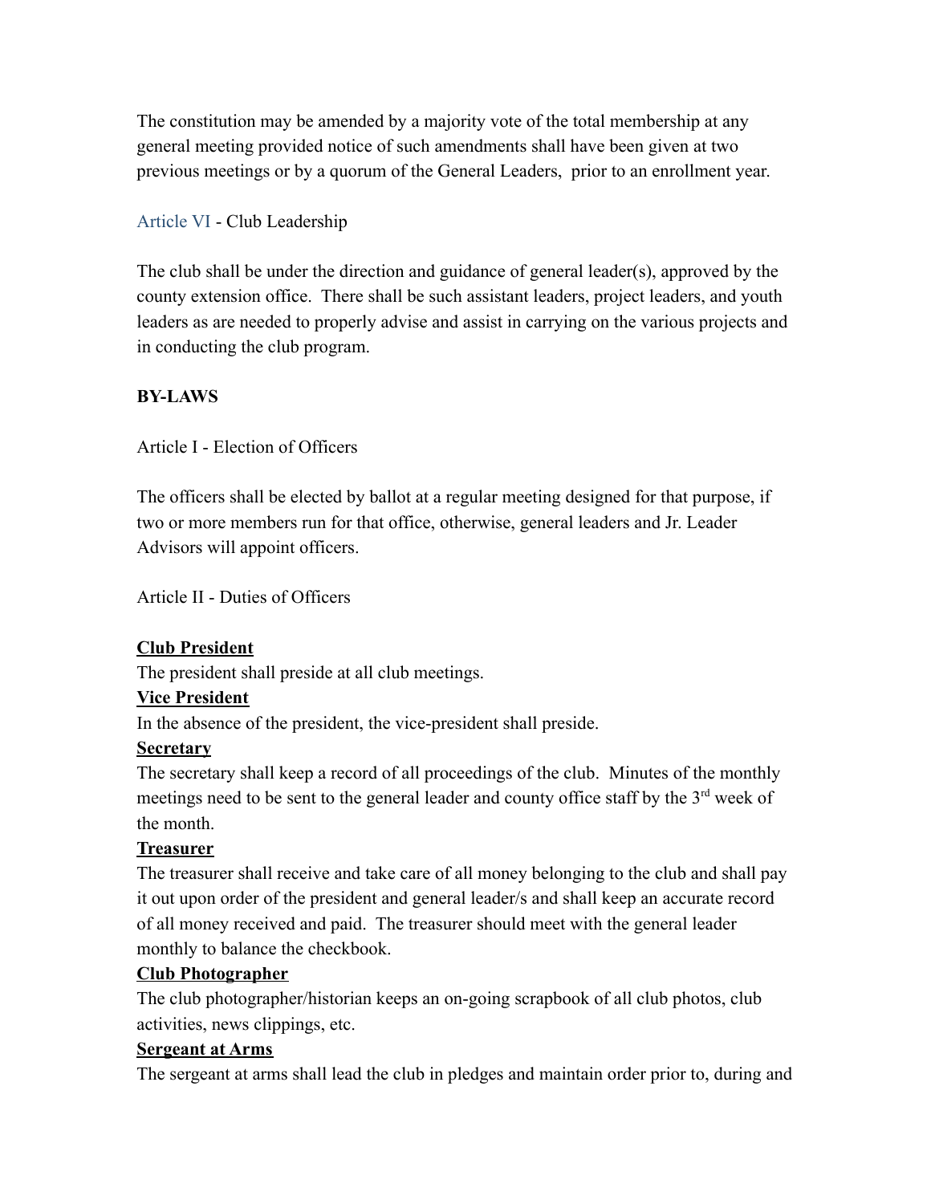The constitution may be amended by a majority vote of the total membership at any general meeting provided notice of such amendments shall have been given at two previous meetings or by a quorum of the General Leaders,  prior to an enrollment year.

Article VI - Club Leadership

The club shall be under the direction and guidance of general leader(s), approved by the county extension office.  There shall be such assistant leaders, project leaders, and youth leaders as are needed to properly advise and assist in carrying on the various projects and in conducting the club program.

**BY-LAWS**

Article I - Election of Officers

The officers shall be elected by ballot at a regular meeting designed for that purpose, if two or more members run for that office, otherwise, general leaders and Jr. Leader Advisors will appoint officers.

Article II - Duties of Officers

**Club President**

The president shall preside at all club meetings.

**Vice President**

In the absence of the president, the vice-president shall preside.

**Secretary**

The secretary shall keep a record of all proceedings of the club.  Minutes of the monthly meetings need to be sent to the general leader and county office staff by the 3rd week of the month.

**Treasurer**

The treasurer shall receive and take care of all money belonging to the club and shall pay it out upon order of the president and general leader/s and shall keep an accurate record of all money received and paid.  The treasurer should meet with the general leader monthly to balance the checkbook.

**Club Photographer**

The club photographer/historian keeps an on-going scrapbook of all club photos, club activities, news clippings, etc.

**Sergeant at Arms**

The sergeant at arms shall lead the club in pledges and maintain order prior to, during and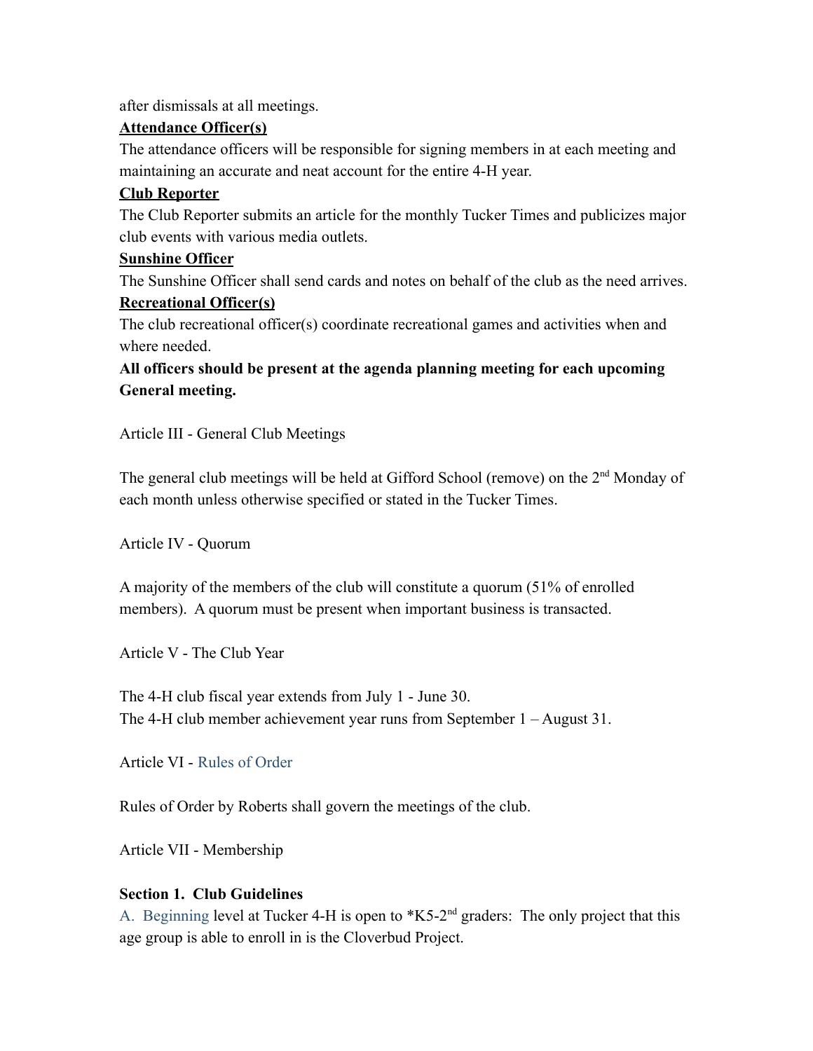after dismissals at all meetings.

**Attendance Officer(s)**

The attendance officers will be responsible for signing members in at each meeting and maintaining an accurate and neat account for the entire 4-H year.

**Club Reporter**

The Club Reporter submits an article for the monthly Tucker Times and publicizes major club events with various media outlets.

**Sunshine Officer**

The Sunshine Officer shall send cards and notes on behalf of the club as the need arrives.

**Recreational Officer(s)**

The club recreational officer(s) coordinate recreational games and activities when and where needed.

**All officers should be present at the agenda planning meeting for each upcoming General meeting.**

Article III - General Club Meetings

The general club meetings will be held at Gifford School (remove) on the 2nd Monday of each month unless otherwise specified or stated in the Tucker Times.

Article IV - Quorum

A majority of the members of the club will constitute a quorum (51% of enrolled members). A quorum must be present when important business is transacted.

Article V - The Club Year

The 4-H club fiscal year extends from July 1 - June 30.
The 4-H club member achievement year runs from September 1 – August 31.

Article VI - Rules of Order

Rules of Order by Roberts shall govern the meetings of the club.

Article VII - Membership

**Section 1. Club Guidelines**

A. Beginning level at Tucker 4-H is open to *K5-2nd graders: The only project that this age group is able to enroll in is the Cloverbud Project.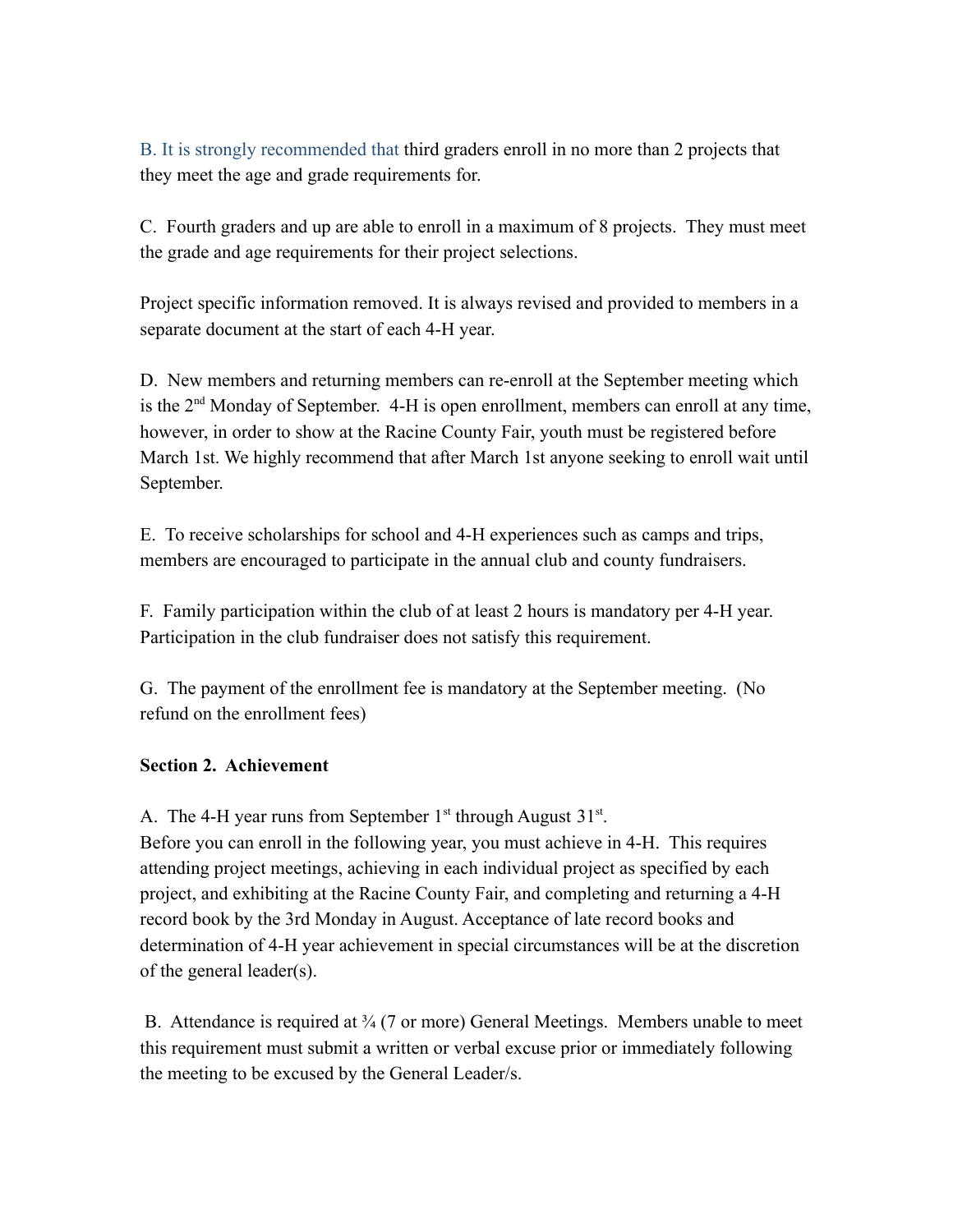B. It is strongly recommended that third graders enroll in no more than 2 projects that they meet the age and grade requirements for.

C. Fourth graders and up are able to enroll in a maximum of 8 projects. They must meet the grade and age requirements for their project selections.

Project specific information removed. It is always revised and provided to members in a separate document at the start of each 4-H year.

D. New members and returning members can re-enroll at the September meeting which is the 2nd Monday of September. 4-H is open enrollment, members can enroll at any time, however, in order to show at the Racine County Fair, youth must be registered before March 1st. We highly recommend that after March 1st anyone seeking to enroll wait until September.

E. To receive scholarships for school and 4-H experiences such as camps and trips, members are encouraged to participate in the annual club and county fundraisers.

F. Family participation within the club of at least 2 hours is mandatory per 4-H year. Participation in the club fundraiser does not satisfy this requirement.

G. The payment of the enrollment fee is mandatory at the September meeting. (No refund on the enrollment fees)

**Section 2. Achievement**

A. The 4-H year runs from September 1st through August 31st.
Before you can enroll in the following year, you must achieve in 4-H. This requires attending project meetings, achieving in each individual project as specified by each project, and exhibiting at the Racine County Fair, and completing and returning a 4-H record book by the 3rd Monday in August. Acceptance of late record books and determination of 4-H year achievement in special circumstances will be at the discretion of the general leader(s).

B. Attendance is required at ¾ (7 or more) General Meetings. Members unable to meet this requirement must submit a written or verbal excuse prior or immediately following the meeting to be excused by the General Leader/s.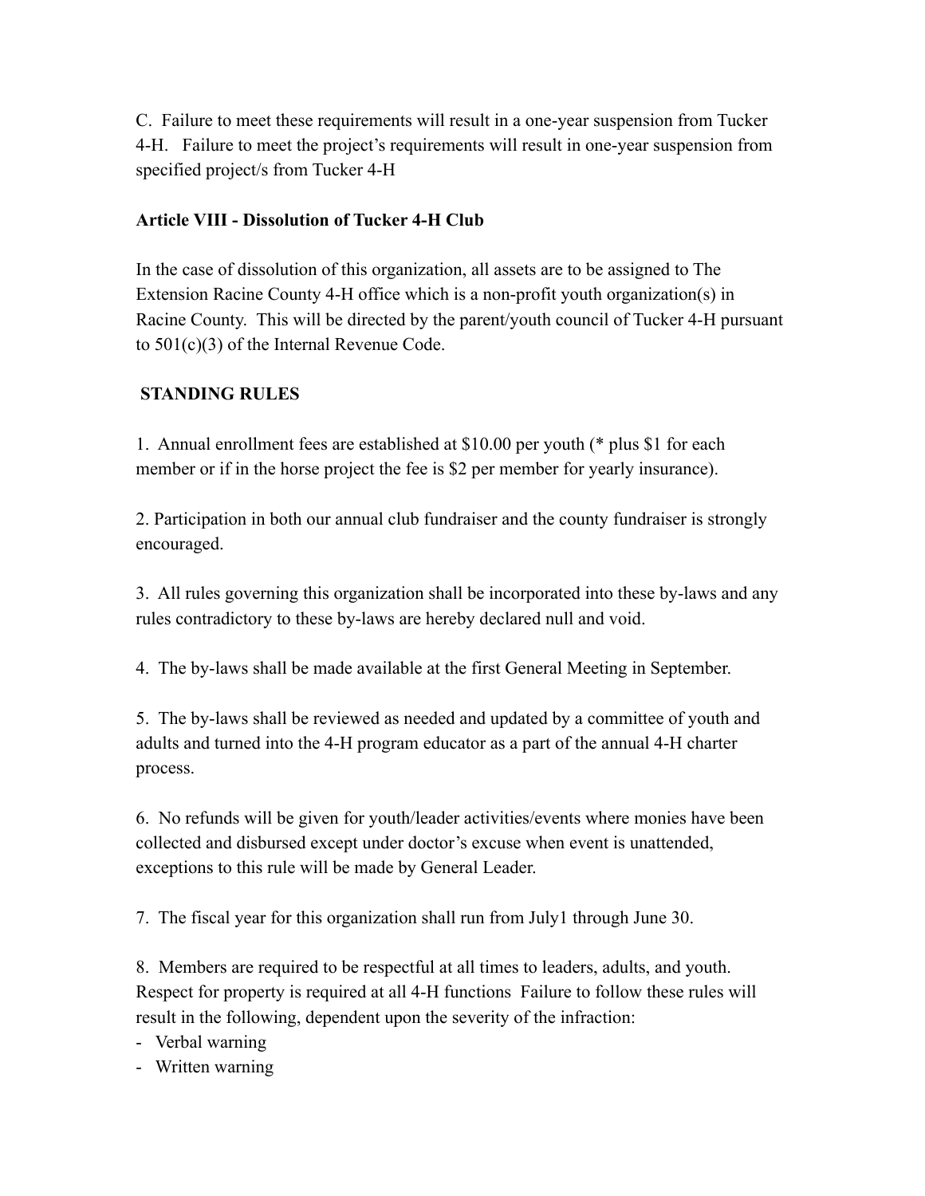C. Failure to meet these requirements will result in a one-year suspension from Tucker 4-H. Failure to meet the project's requirements will result in one-year suspension from specified project/s from Tucker 4-H

**Article VIII - Dissolution of Tucker 4-H Club**

In the case of dissolution of this organization, all assets are to be assigned to The Extension Racine County 4-H office which is a non-profit youth organization(s) in Racine County. This will be directed by the parent/youth council of Tucker 4-H pursuant to 501(c)(3) of the Internal Revenue Code.

**STANDING RULES**

1. Annual enrollment fees are established at $10.00 per youth (* plus $1 for each member or if in the horse project the fee is $2 per member for yearly insurance).

2. Participation in both our annual club fundraiser and the county fundraiser is strongly encouraged.

3. All rules governing this organization shall be incorporated into these by-laws and any rules contradictory to these by-laws are hereby declared null and void.

4. The by-laws shall be made available at the first General Meeting in September.

5. The by-laws shall be reviewed as needed and updated by a committee of youth and adults and turned into the 4-H program educator as a part of the annual 4-H charter process.

6. No refunds will be given for youth/leader activities/events where monies have been collected and disbursed except under doctor's excuse when event is unattended, exceptions to this rule will be made by General Leader.

7. The fiscal year for this organization shall run from July1 through June 30.

8. Members are required to be respectful at all times to leaders, adults, and youth. Respect for property is required at all 4-H functions Failure to follow these rules will result in the following, dependent upon the severity of the infraction:

- Verbal warning
- Written warning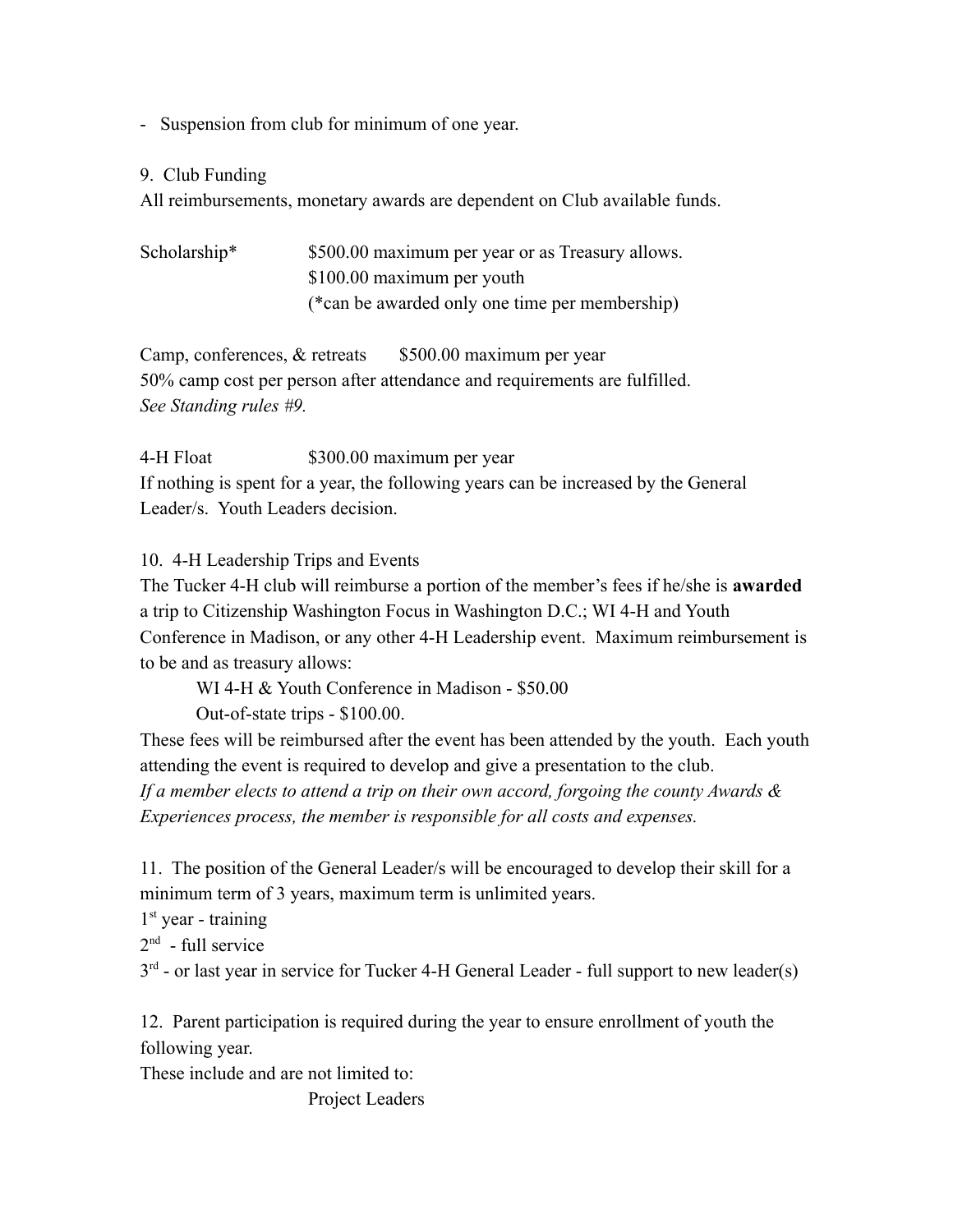- Suspension from club for minimum of one year.

9. Club Funding

All reimbursements, monetary awards are dependent on Club available funds.

Scholarship* $500.00 maximum per year or as Treasury allows.
$100.00 maximum per youth
(*can be awarded only one time per membership)

Camp, conferences, & retreats $500.00 maximum per year
50% camp cost per person after attendance and requirements are fulfilled.
*See Standing rules #9.*

4-H Float $300.00 maximum per year
If nothing is spent for a year, the following years can be increased by the General Leader/s. Youth Leaders decision.

10. 4-H Leadership Trips and Events

The Tucker 4-H club will reimburse a portion of the member's fees if he/she is **awarded** a trip to Citizenship Washington Focus in Washington D.C.; WI 4-H and Youth Conference in Madison, or any other 4-H Leadership event. Maximum reimbursement is to be and as treasury allows:

WI 4-H & Youth Conference in Madison - $50.00
Out-of-state trips - $100.00.

These fees will be reimbursed after the event has been attended by the youth. Each youth attending the event is required to develop and give a presentation to the club.
*If a member elects to attend a trip on their own accord, forgoing the county Awards & Experiences process, the member is responsible for all costs and expenses.*

11. The position of the General Leader/s will be encouraged to develop their skill for a minimum term of 3 years, maximum term is unlimited years.

1st year - training
2nd - full service
3rd - or last year in service for Tucker 4-H General Leader - full support to new leader(s)

12. Parent participation is required during the year to ensure enrollment of youth the following year.

These include and are not limited to:

Project Leaders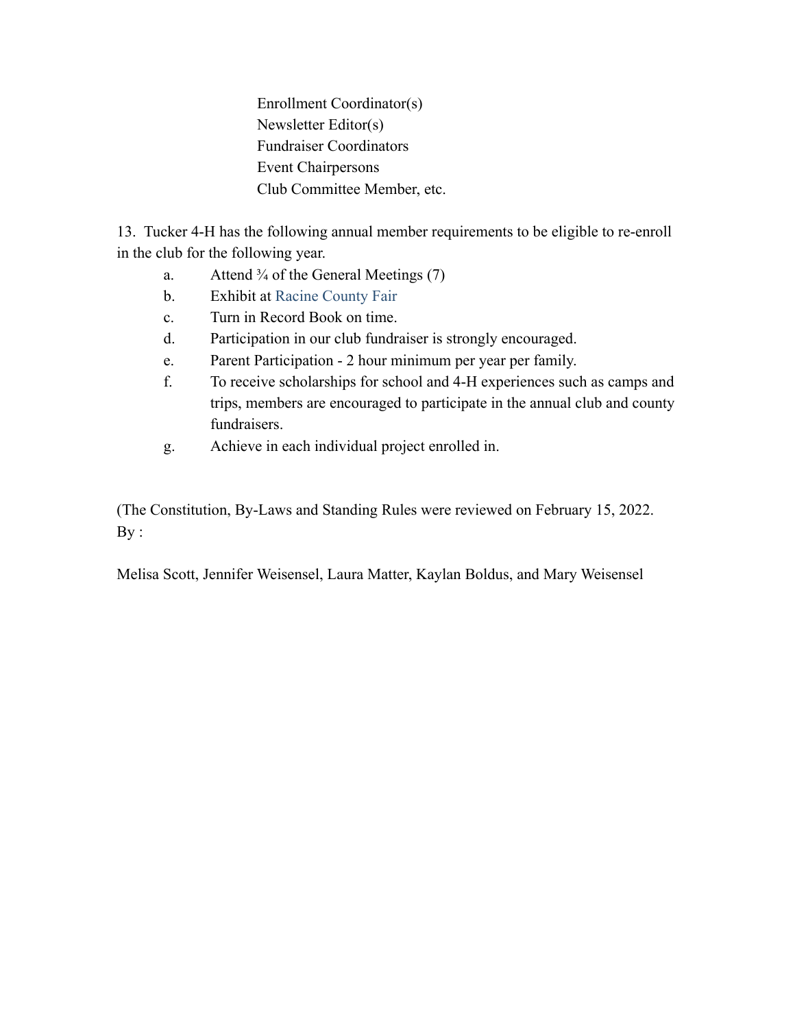Enrollment Coordinator(s)
Newsletter Editor(s)
Fundraiser Coordinators
Event Chairpersons
Club Committee Member, etc.

13. Tucker 4-H has the following annual member requirements to be eligible to re-enroll in the club for the following year.

a. Attend ¾ of the General Meetings (7)
b. Exhibit at Racine County Fair
c. Turn in Record Book on time.
d. Participation in our club fundraiser is strongly encouraged.
e. Parent Participation - 2 hour minimum per year per family.
f. To receive scholarships for school and 4-H experiences such as camps and trips, members are encouraged to participate in the annual club and county fundraisers.
g. Achieve in each individual project enrolled in.

(The Constitution, By-Laws and Standing Rules were reviewed on February 15, 2022.
By :

Melisa Scott, Jennifer Weisensel, Laura Matter, Kaylan Boldus, and Mary Weisensel